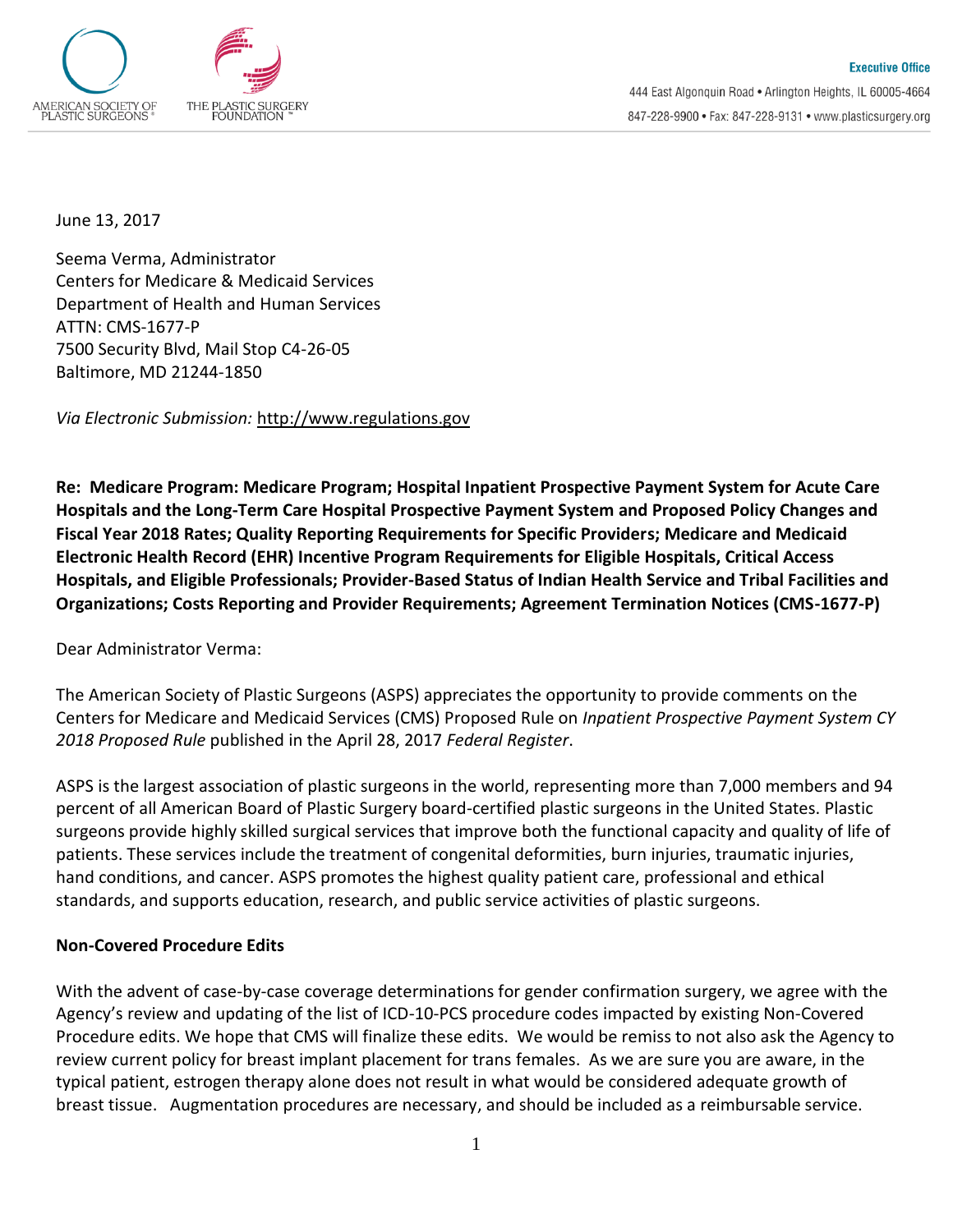AMERICAN SOCIETY OF PLASTIC SURGEONS®

THE PLASTIC SURGERY FOUNDATION™

**Executive Office**
444 East Algonquin Road • Arlington Heights, IL 60005-4664
847-228-9900 • Fax: 847-228-9131 • www.plasticsurgery.org

June 13, 2017

Seema Verma, Administrator
Centers for Medicare & Medicaid Services
Department of Health and Human Services
ATTN: CMS-1677-P
7500 Security Blvd, Mail Stop C4-26-05
Baltimore, MD 21244-1850

*Via Electronic Submission:* http://www.regulations.gov

**Re: Medicare Program: Medicare Program; Hospital Inpatient Prospective Payment System for Acute Care Hospitals and the Long-Term Care Hospital Prospective Payment System and Proposed Policy Changes and Fiscal Year 2018 Rates; Quality Reporting Requirements for Specific Providers; Medicare and Medicaid Electronic Health Record (EHR) Incentive Program Requirements for Eligible Hospitals, Critical Access Hospitals, and Eligible Professionals; Provider-Based Status of Indian Health Service and Tribal Facilities and Organizations; Costs Reporting and Provider Requirements; Agreement Termination Notices (CMS-1677-P)**

Dear Administrator Verma:

The American Society of Plastic Surgeons (ASPS) appreciates the opportunity to provide comments on the Centers for Medicare and Medicaid Services (CMS) Proposed Rule on *Inpatient Prospective Payment System CY 2018 Proposed Rule* published in the April 28, 2017 *Federal Register*.

ASPS is the largest association of plastic surgeons in the world, representing more than 7,000 members and 94 percent of all American Board of Plastic Surgery board-certified plastic surgeons in the United States. Plastic surgeons provide highly skilled surgical services that improve both the functional capacity and quality of life of patients. These services include the treatment of congenital deformities, burn injuries, traumatic injuries, hand conditions, and cancer. ASPS promotes the highest quality patient care, professional and ethical standards, and supports education, research, and public service activities of plastic surgeons.

**Non-Covered Procedure Edits**

With the advent of case-by-case coverage determinations for gender confirmation surgery, we agree with the Agency's review and updating of the list of ICD-10-PCS procedure codes impacted by existing Non-Covered Procedure edits. We hope that CMS will finalize these edits. We would be remiss to not also ask the Agency to review current policy for breast implant placement for trans females. As we are sure you are aware, in the typical patient, estrogen therapy alone does not result in what would be considered adequate growth of breast tissue. Augmentation procedures are necessary, and should be included as a reimbursable service.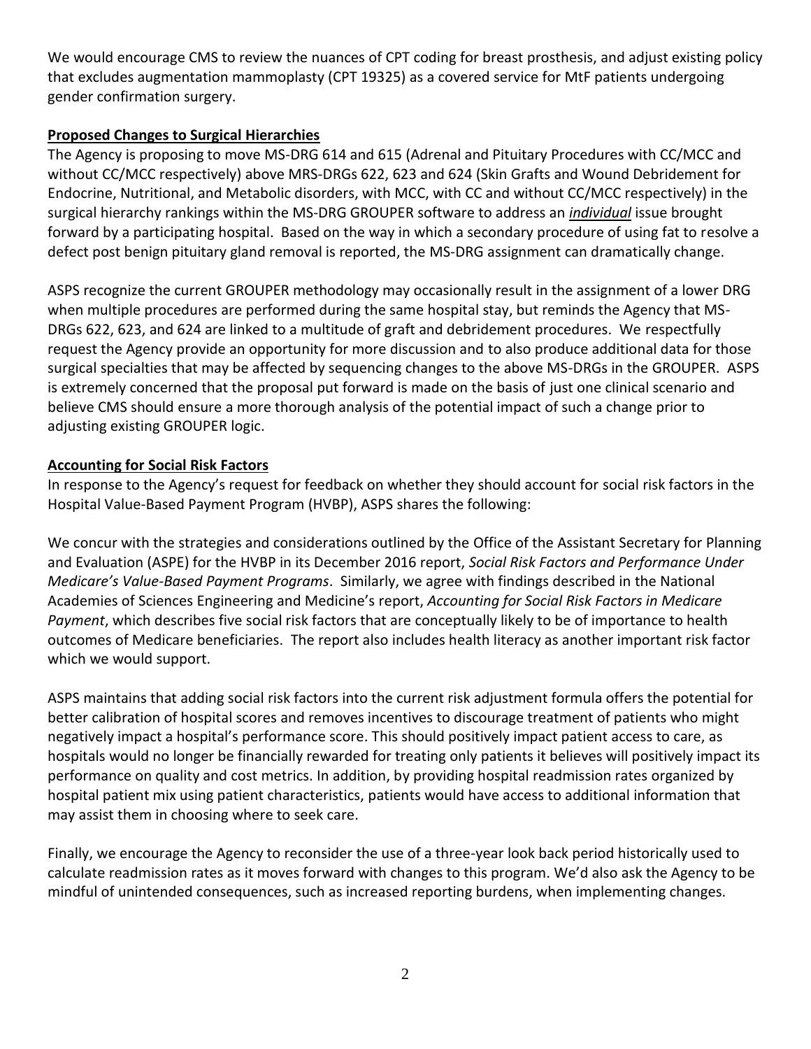We would encourage CMS to review the nuances of CPT coding for breast prosthesis, and adjust existing policy that excludes augmentation mammoplasty (CPT 19325) as a covered service for MtF patients undergoing gender confirmation surgery.

**Proposed Changes to Surgical Hierarchies**

The Agency is proposing to move MS-DRG 614 and 615 (Adrenal and Pituitary Procedures with CC/MCC and without CC/MCC respectively) above MRS-DRGs 622, 623 and 624 (Skin Grafts and Wound Debridement for Endocrine, Nutritional, and Metabolic disorders, with MCC, with CC and without CC/MCC respectively) in the surgical hierarchy rankings within the MS-DRG GROUPER software to address an ***individual*** issue brought forward by a participating hospital. Based on the way in which a secondary procedure of using fat to resolve a defect post benign pituitary gland removal is reported, the MS-DRG assignment can dramatically change.

ASPS recognize the current GROUPER methodology may occasionally result in the assignment of a lower DRG when multiple procedures are performed during the same hospital stay, but reminds the Agency that MS-DRGs 622, 623, and 624 are linked to a multitude of graft and debridement procedures. We respectfully request the Agency provide an opportunity for more discussion and to also produce additional data for those surgical specialties that may be affected by sequencing changes to the above MS-DRGs in the GROUPER. ASPS is extremely concerned that the proposal put forward is made on the basis of just one clinical scenario and believe CMS should ensure a more thorough analysis of the potential impact of such a change prior to adjusting existing GROUPER logic.

**Accounting for Social Risk Factors**

In response to the Agency's request for feedback on whether they should account for social risk factors in the Hospital Value-Based Payment Program (HVBP), ASPS shares the following:

We concur with the strategies and considerations outlined by the Office of the Assistant Secretary for Planning and Evaluation (ASPE) for the HVBP in its December 2016 report, *Social Risk Factors and Performance Under Medicare's Value-Based Payment Programs*. Similarly, we agree with findings described in the National Academies of Sciences Engineering and Medicine's report, *Accounting for Social Risk Factors in Medicare Payment*, which describes five social risk factors that are conceptually likely to be of importance to health outcomes of Medicare beneficiaries. The report also includes health literacy as another important risk factor which we would support.

ASPS maintains that adding social risk factors into the current risk adjustment formula offers the potential for better calibration of hospital scores and removes incentives to discourage treatment of patients who might negatively impact a hospital's performance score. This should positively impact patient access to care, as hospitals would no longer be financially rewarded for treating only patients it believes will positively impact its performance on quality and cost metrics. In addition, by providing hospital readmission rates organized by hospital patient mix using patient characteristics, patients would have access to additional information that may assist them in choosing where to seek care.

Finally, we encourage the Agency to reconsider the use of a three-year look back period historically used to calculate readmission rates as it moves forward with changes to this program. We'd also ask the Agency to be mindful of unintended consequences, such as increased reporting burdens, when implementing changes.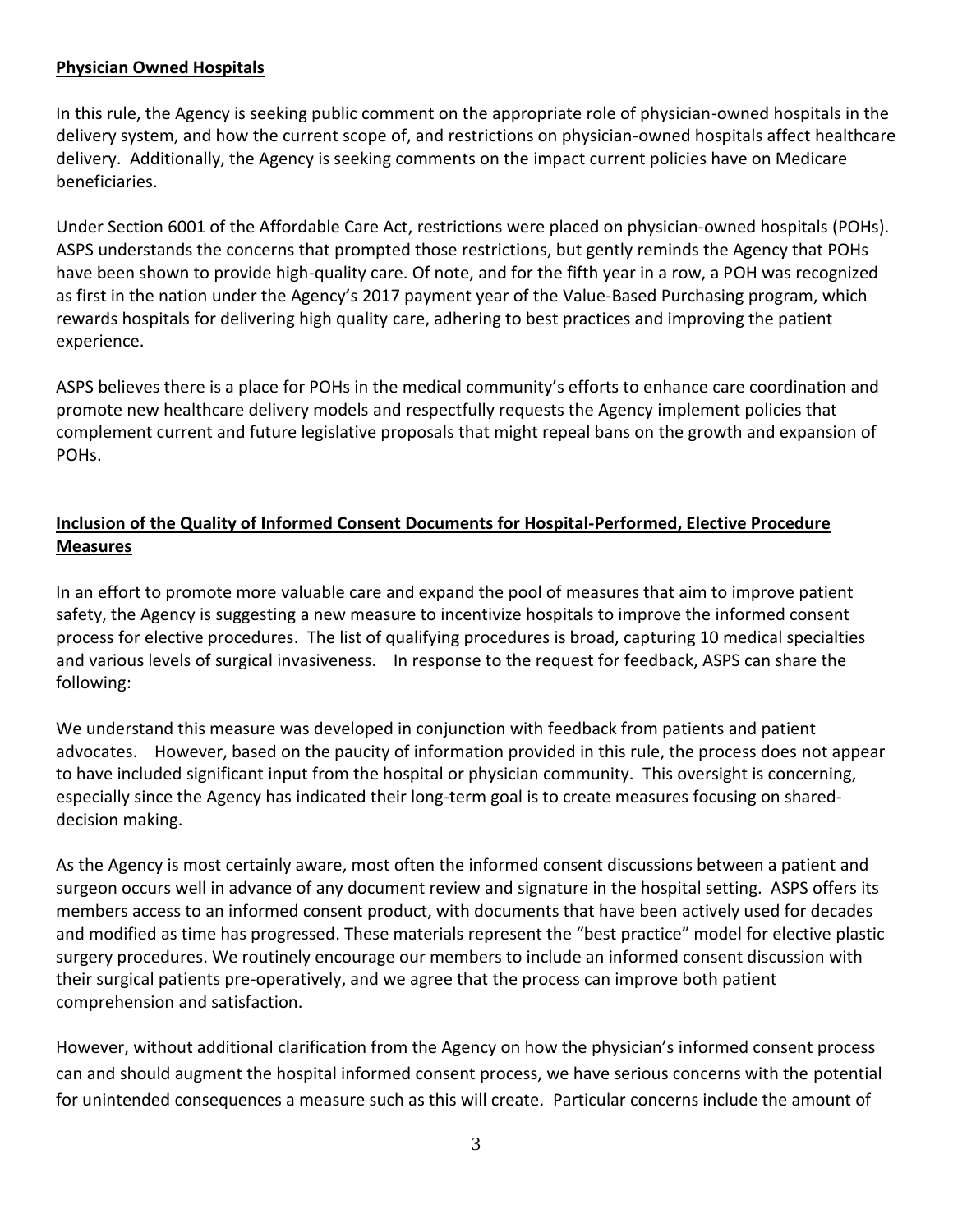**Physician Owned Hospitals**

In this rule, the Agency is seeking public comment on the appropriate role of physician-owned hospitals in the delivery system, and how the current scope of, and restrictions on physician-owned hospitals affect healthcare delivery. Additionally, the Agency is seeking comments on the impact current policies have on Medicare beneficiaries.

Under Section 6001 of the Affordable Care Act, restrictions were placed on physician-owned hospitals (POHs). ASPS understands the concerns that prompted those restrictions, but gently reminds the Agency that POHs have been shown to provide high-quality care. Of note, and for the fifth year in a row, a POH was recognized as first in the nation under the Agency's 2017 payment year of the Value-Based Purchasing program, which rewards hospitals for delivering high quality care, adhering to best practices and improving the patient experience.

ASPS believes there is a place for POHs in the medical community's efforts to enhance care coordination and promote new healthcare delivery models and respectfully requests the Agency implement policies that complement current and future legislative proposals that might repeal bans on the growth and expansion of POHs.

**Inclusion of the Quality of Informed Consent Documents for Hospital-Performed, Elective Procedure Measures**

In an effort to promote more valuable care and expand the pool of measures that aim to improve patient safety, the Agency is suggesting a new measure to incentivize hospitals to improve the informed consent process for elective procedures. The list of qualifying procedures is broad, capturing 10 medical specialties and various levels of surgical invasiveness. In response to the request for feedback, ASPS can share the following:

We understand this measure was developed in conjunction with feedback from patients and patient advocates. However, based on the paucity of information provided in this rule, the process does not appear to have included significant input from the hospital or physician community. This oversight is concerning, especially since the Agency has indicated their long-term goal is to create measures focusing on shared-decision making.

As the Agency is most certainly aware, most often the informed consent discussions between a patient and surgeon occurs well in advance of any document review and signature in the hospital setting. ASPS offers its members access to an informed consent product, with documents that have been actively used for decades and modified as time has progressed. These materials represent the "best practice" model for elective plastic surgery procedures. We routinely encourage our members to include an informed consent discussion with their surgical patients pre-operatively, and we agree that the process can improve both patient comprehension and satisfaction.

However, without additional clarification from the Agency on how the physician's informed consent process can and should augment the hospital informed consent process, we have serious concerns with the potential for unintended consequences a measure such as this will create. Particular concerns include the amount of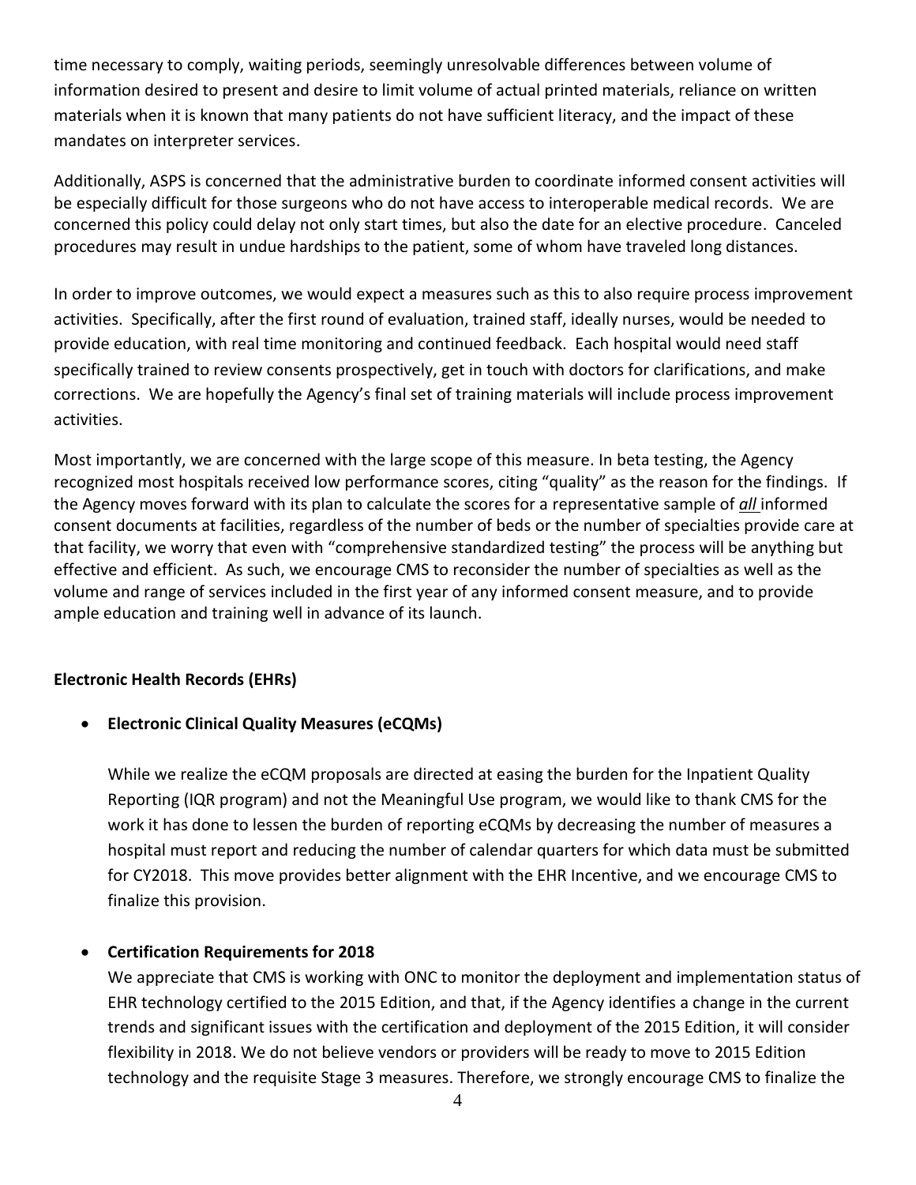time necessary to comply, waiting periods, seemingly unresolvable differences between volume of information desired to present and desire to limit volume of actual printed materials, reliance on written materials when it is known that many patients do not have sufficient literacy, and the impact of these mandates on interpreter services.

Additionally, ASPS is concerned that the administrative burden to coordinate informed consent activities will be especially difficult for those surgeons who do not have access to interoperable medical records. We are concerned this policy could delay not only start times, but also the date for an elective procedure. Canceled procedures may result in undue hardships to the patient, some of whom have traveled long distances.

In order to improve outcomes, we would expect a measures such as this to also require process improvement activities. Specifically, after the first round of evaluation, trained staff, ideally nurses, would be needed to provide education, with real time monitoring and continued feedback. Each hospital would need staff specifically trained to review consents prospectively, get in touch with doctors for clarifications, and make corrections. We are hopefully the Agency's final set of training materials will include process improvement activities.

Most importantly, we are concerned with the large scope of this measure. In beta testing, the Agency recognized most hospitals received low performance scores, citing "quality" as the reason for the findings. If the Agency moves forward with its plan to calculate the scores for a representative sample of ***all*** informed consent documents at facilities, regardless of the number of beds or the number of specialties provide care at that facility, we worry that even with "comprehensive standardized testing" the process will be anything but effective and efficient. As such, we encourage CMS to reconsider the number of specialties as well as the volume and range of services included in the first year of any informed consent measure, and to provide ample education and training well in advance of its launch.

**Electronic Health Records (EHRs)**

- **Electronic Clinical Quality Measures (eCQMs)**

  While we realize the eCQM proposals are directed at easing the burden for the Inpatient Quality Reporting (IQR program) and not the Meaningful Use program, we would like to thank CMS for the work it has done to lessen the burden of reporting eCQMs by decreasing the number of measures a hospital must report and reducing the number of calendar quarters for which data must be submitted for CY2018. This move provides better alignment with the EHR Incentive, and we encourage CMS to finalize this provision.

- **Certification Requirements for 2018**

  We appreciate that CMS is working with ONC to monitor the deployment and implementation status of EHR technology certified to the 2015 Edition, and that, if the Agency identifies a change in the current trends and significant issues with the certification and deployment of the 2015 Edition, it will consider flexibility in 2018. We do not believe vendors or providers will be ready to move to 2015 Edition technology and the requisite Stage 3 measures. Therefore, we strongly encourage CMS to finalize the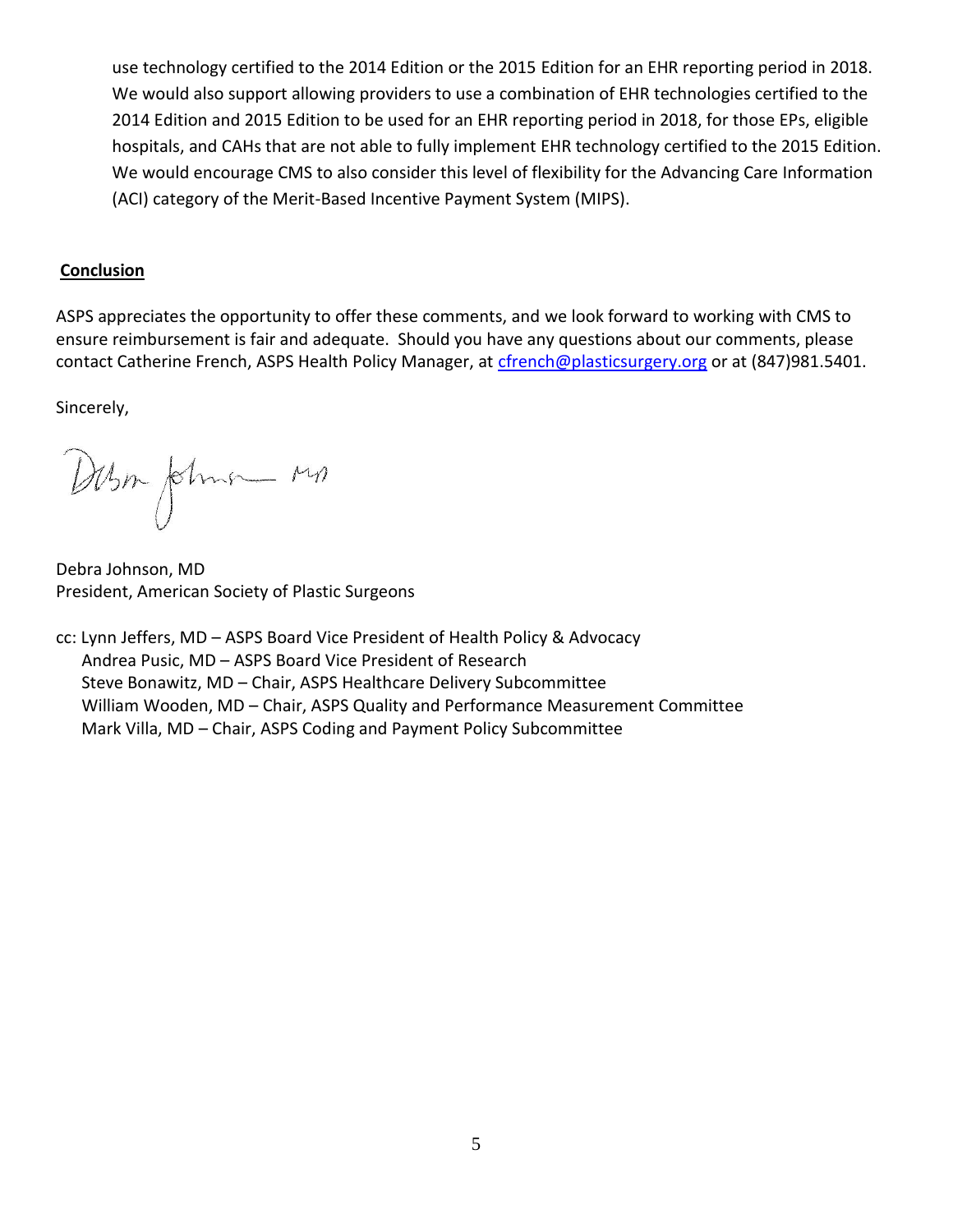use technology certified to the 2014 Edition or the 2015 Edition for an EHR reporting period in 2018. We would also support allowing providers to use a combination of EHR technologies certified to the 2014 Edition and 2015 Edition to be used for an EHR reporting period in 2018, for those EPs, eligible hospitals, and CAHs that are not able to fully implement EHR technology certified to the 2015 Edition. We would encourage CMS to also consider this level of flexibility for the Advancing Care Information (ACI) category of the Merit-Based Incentive Payment System (MIPS).

**Conclusion**

ASPS appreciates the opportunity to offer these comments, and we look forward to working with CMS to ensure reimbursement is fair and adequate. Should you have any questions about our comments, please contact Catherine French, ASPS Health Policy Manager, at cfrench@plasticsurgery.org or at (847)981.5401.

Sincerely,

Debra Johnson, MD
President, American Society of Plastic Surgeons

cc: Lynn Jeffers, MD – ASPS Board Vice President of Health Policy & Advocacy
Andrea Pusic, MD – ASPS Board Vice President of Research
Steve Bonawitz, MD – Chair, ASPS Healthcare Delivery Subcommittee
William Wooden, MD – Chair, ASPS Quality and Performance Measurement Committee
Mark Villa, MD – Chair, ASPS Coding and Payment Policy Subcommittee